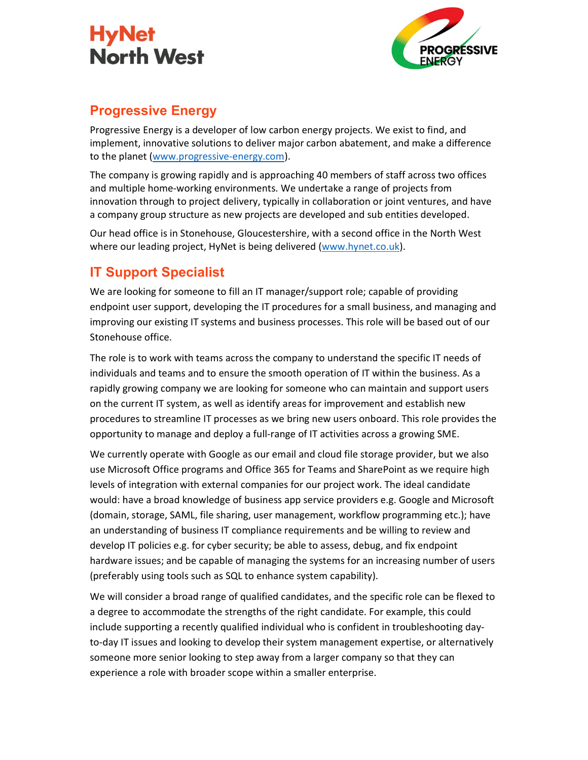HyNet North West

PROGRESSIVE ENERGY

## Progressive Energy

Progressive Energy is a developer of low carbon energy projects. We exist to find, and implement, innovative solutions to deliver major carbon abatement, and make a difference to the planet (www.progressive-energy.com).

The company is growing rapidly and is approaching 40 members of staff across two offices and multiple home-working environments. We undertake a range of projects from innovation through to project delivery, typically in collaboration or joint ventures, and have a company group structure as new projects are developed and sub entities developed.

Our head office is in Stonehouse, Gloucestershire, with a second office in the North West where our leading project, HyNet is being delivered (www.hynet.co.uk).

## IT Support Specialist

We are looking for someone to fill an IT manager/support role; capable of providing endpoint user support, developing the IT procedures for a small business, and managing and improving our existing IT systems and business processes. This role will be based out of our Stonehouse office.

The role is to work with teams across the company to understand the specific IT needs of individuals and teams and to ensure the smooth operation of IT within the business. As a rapidly growing company we are looking for someone who can maintain and support users on the current IT system, as well as identify areas for improvement and establish new procedures to streamline IT processes as we bring new users onboard. This role provides the opportunity to manage and deploy a full-range of IT activities across a growing SME.

We currently operate with Google as our email and cloud file storage provider, but we also use Microsoft Office programs and Office 365 for Teams and SharePoint as we require high levels of integration with external companies for our project work. The ideal candidate would: have a broad knowledge of business app service providers e.g. Google and Microsoft (domain, storage, SAML, file sharing, user management, workflow programming etc.); have an understanding of business IT compliance requirements and be willing to review and develop IT policies e.g. for cyber security; be able to assess, debug, and fix endpoint hardware issues; and be capable of managing the systems for an increasing number of users (preferably using tools such as SQL to enhance system capability).

We will consider a broad range of qualified candidates, and the specific role can be flexed to a degree to accommodate the strengths of the right candidate. For example, this could include supporting a recently qualified individual who is confident in troubleshooting day-to-day IT issues and looking to develop their system management expertise, or alternatively someone more senior looking to step away from a larger company so that they can experience a role with broader scope within a smaller enterprise.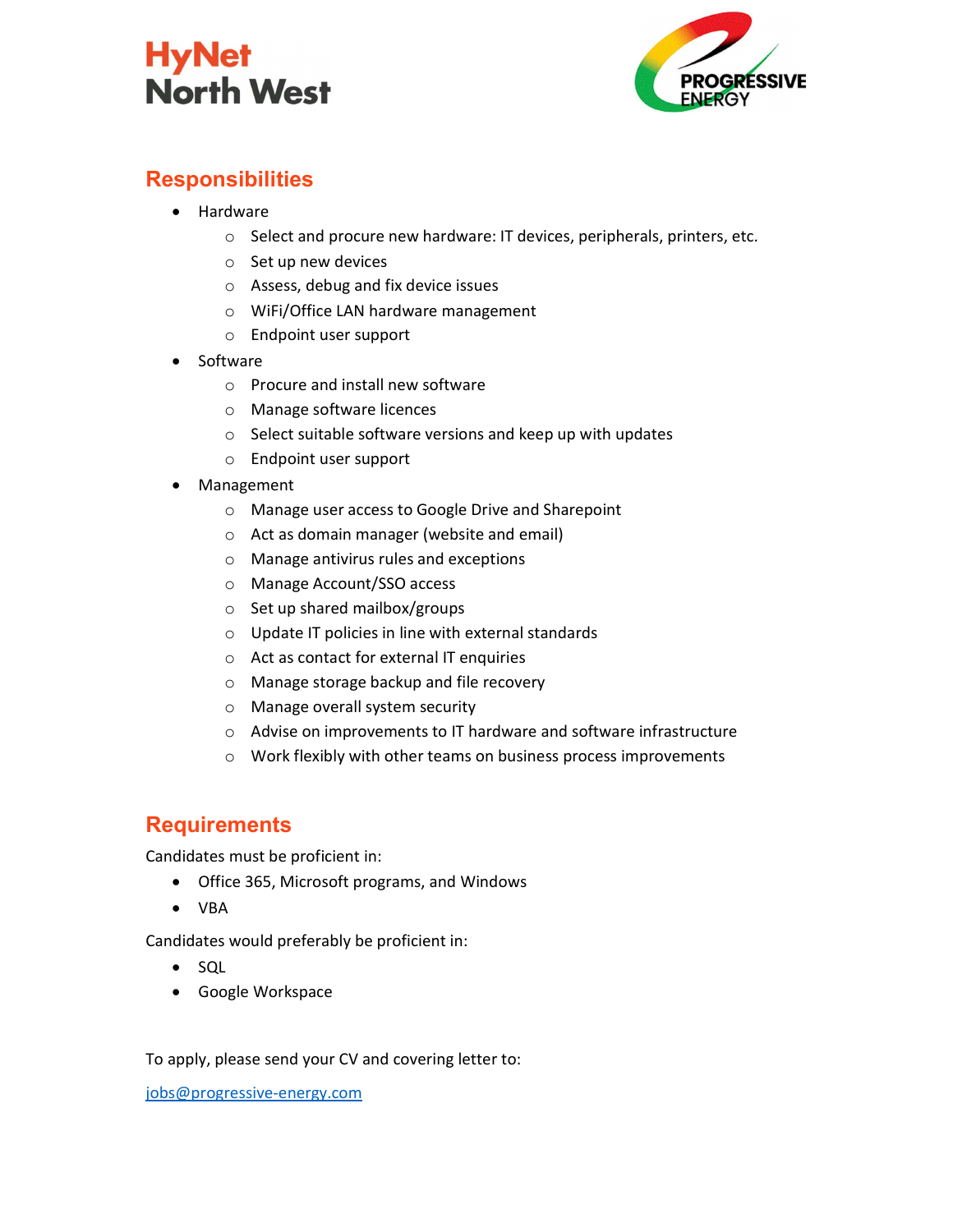## Responsibilities

- Hardware
  - Select and procure new hardware: IT devices, peripherals, printers, etc.
  - Set up new devices
  - Assess, debug and fix device issues
  - WiFi/Office LAN hardware management
  - Endpoint user support
- Software
  - Procure and install new software
  - Manage software licences
  - Select suitable software versions and keep up with updates
  - Endpoint user support
- Management
  - Manage user access to Google Drive and Sharepoint
  - Act as domain manager (website and email)
  - Manage antivirus rules and exceptions
  - Manage Account/SSO access
  - Set up shared mailbox/groups
  - Update IT policies in line with external standards
  - Act as contact for external IT enquiries
  - Manage storage backup and file recovery
  - Manage overall system security
  - Advise on improvements to IT hardware and software infrastructure
  - Work flexibly with other teams on business process improvements

## Requirements

Candidates must be proficient in:

- Office 365, Microsoft programs, and Windows
- VBA

Candidates would preferably be proficient in:

- SQL
- Google Workspace

To apply, please send your CV and covering letter to:

jobs@progressive-energy.com